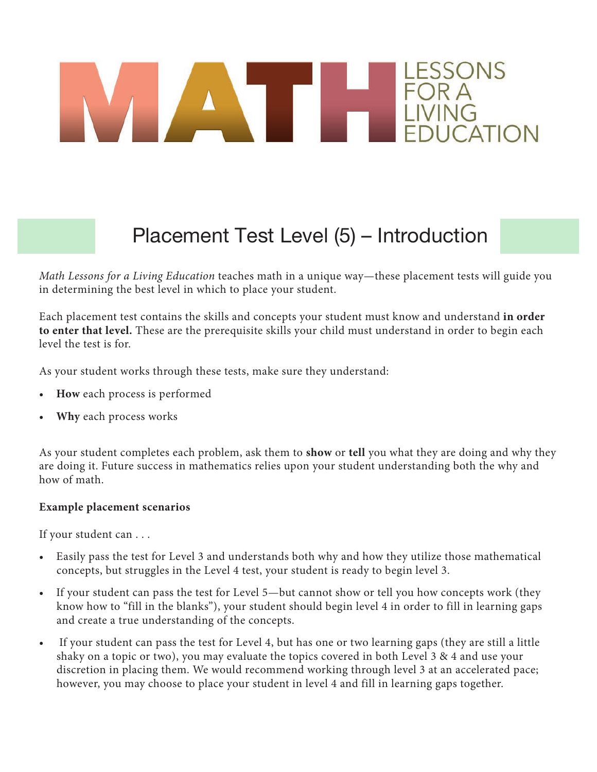# MATH LESSONS FOR A LIVING EDUCATION

## Placement Test Level (5) – Introduction

*Math Lessons for a Living Education* teaches math in a unique way—these placement tests will guide you in determining the best level in which to place your student.

Each placement test contains the skills and concepts your student must know and understand **in order to enter that level.** These are the prerequisite skills your child must understand in order to begin each level the test is for.

As your student works through these tests, make sure they understand:

- **How** each process is performed
- **Why** each process works

As your student completes each problem, ask them to **show** or **tell** you what they are doing and why they are doing it. Future success in mathematics relies upon your student understanding both the why and how of math.

**Example placement scenarios**

If your student can . . .

- Easily pass the test for Level 3 and understands both why and how they utilize those mathematical concepts, but struggles in the Level 4 test, your student is ready to begin level 3.
- If your student can pass the test for Level 5—but cannot show or tell you how concepts work (they know how to "fill in the blanks"), your student should begin level 4 in order to fill in learning gaps and create a true understanding of the concepts.
- If your student can pass the test for Level 4, but has one or two learning gaps (they are still a little shaky on a topic or two), you may evaluate the topics covered in both Level 3 & 4 and use your discretion in placing them. We would recommend working through level 3 at an accelerated pace; however, you may choose to place your student in level 4 and fill in learning gaps together.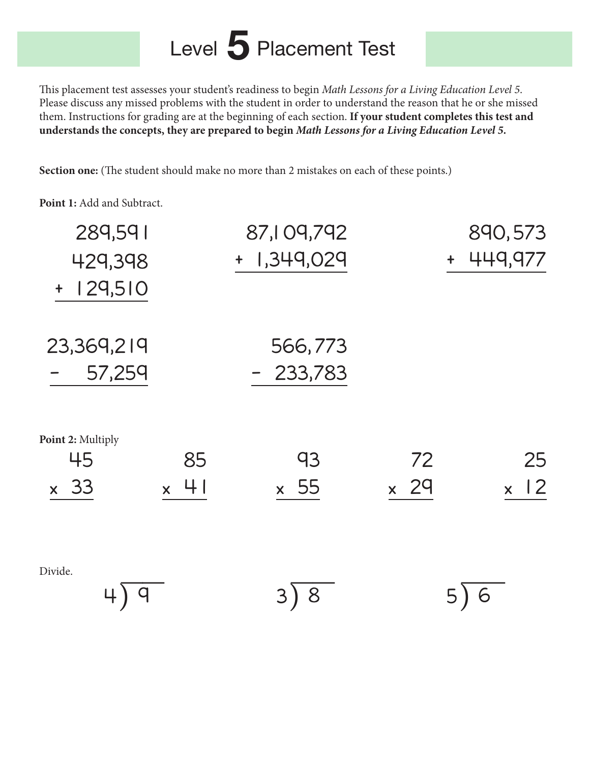# Level 5 Placement Test

This placement test assesses your student's readiness to begin *Math Lessons for a Living Education Level 5*. Please discuss any missed problems with the student in order to understand the reason that he or she missed them. Instructions for grading are at the beginning of each section. **If your student completes this test and understands the concepts, they are prepared to begin *Math Lessons for a Living Education Level 5.***

**Section one:** (The student should make no more than 2 mistakes on each of these points.)

**Point 1:** Add and Subtract.

$$\begin{array}{r} 289{,}591 \\ 429{,}398 \\ +\ 129{,}510 \\ \hline \end{array} \qquad \begin{array}{r} 87{,}109{,}792 \\ +\ 1{,}349{,}029 \\ \hline \end{array} \qquad \begin{array}{r} 890{,}573 \\ +\ 449{,}977 \\ \hline \end{array}$$

$$\begin{array}{r} 23{,}369{,}219 \\ -\ 57{,}259 \\ \hline \end{array} \qquad \begin{array}{r} 566{,}773 \\ -\ 233{,}783 \\ \hline \end{array}$$

**Point 2:** Multiply

$$\begin{array}{r} 45 \\ \times\ 33 \\ \hline \end{array} \qquad \begin{array}{r} 85 \\ \times\ 41 \\ \hline \end{array} \qquad \begin{array}{r} 93 \\ \times\ 55 \\ \hline \end{array} \qquad \begin{array}{r} 72 \\ \times\ 29 \\ \hline \end{array} \qquad \begin{array}{r} 25 \\ \times\ 12 \\ \hline \end{array}$$

Divide.

$$4\overline{)\ 9} \qquad 3\overline{)\ 8} \qquad 5\overline{)\ 6}$$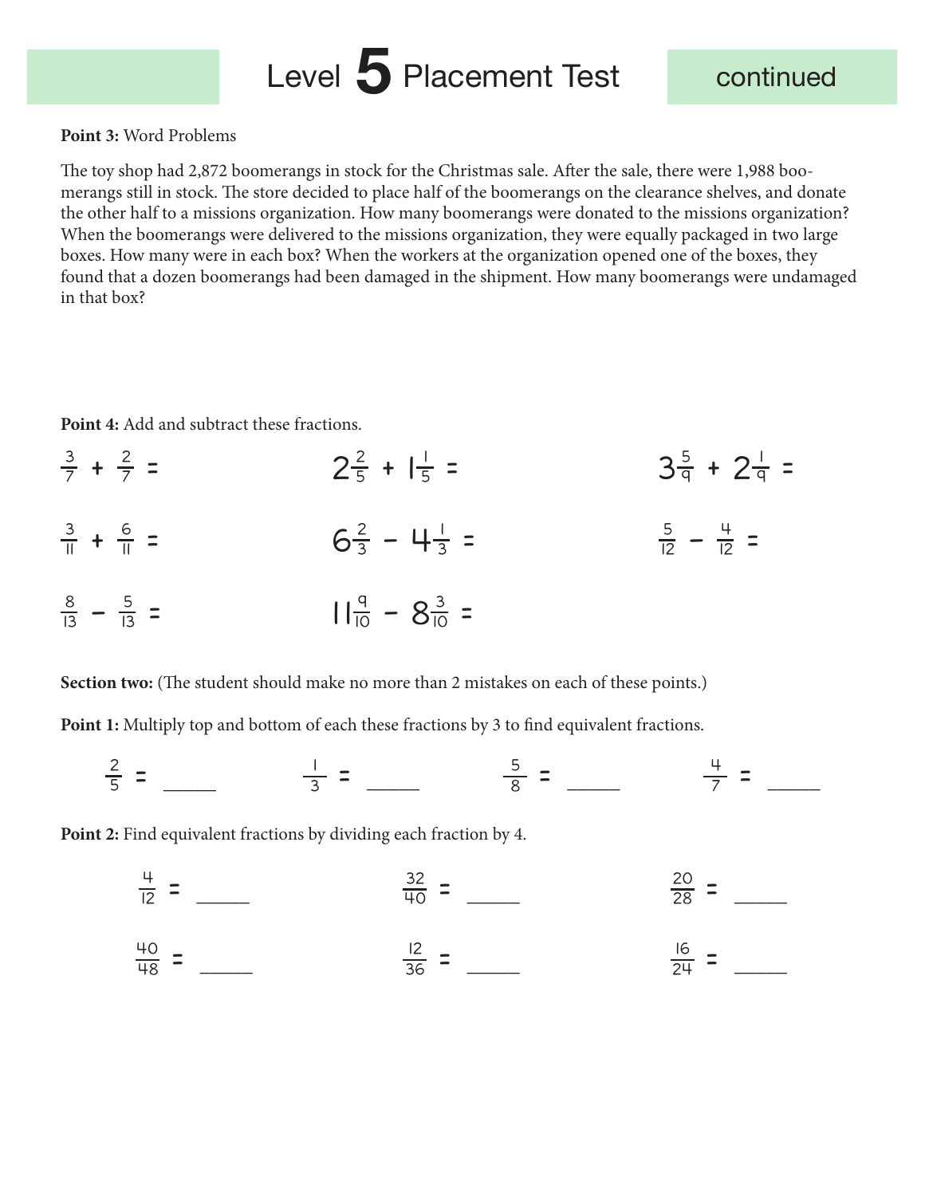# Level 5 Placement Test continued

**Point 3:** Word Problems

The toy shop had 2,872 boomerangs in stock for the Christmas sale. After the sale, there were 1,988 boomerangs still in stock. The store decided to place half of the boomerangs on the clearance shelves, and donate the other half to a missions organization. How many boomerangs were donated to the missions organization? When the boomerangs were delivered to the missions organization, they were equally packaged in two large boxes. How many were in each box? When the workers at the organization opened one of the boxes, they found that a dozen boomerangs had been damaged in the shipment. How many boomerangs were undamaged in that box?

**Point 4:** Add and subtract these fractions.

$\frac{3}{7} + \frac{2}{7} =$

$2\frac{2}{5} + 1\frac{1}{5} =$

$3\frac{5}{9} + 2\frac{1}{9} =$

$\frac{3}{11} + \frac{6}{11} =$

$6\frac{2}{3} - 4\frac{1}{3} =$

$\frac{5}{12} - \frac{4}{12} =$

$\frac{8}{13} - \frac{5}{13} =$

$11\frac{9}{10} - 8\frac{3}{10} =$

**Section two:** (The student should make no more than 2 mistakes on each of these points.)

**Point 1:** Multiply top and bottom of each these fractions by 3 to find equivalent fractions.

$\frac{2}{5} =$ ______ $\frac{1}{3} =$ ______ $\frac{5}{8} =$ ______ $\frac{4}{7} =$ ______

**Point 2:** Find equivalent fractions by dividing each fraction by 4.

$\frac{4}{12} =$ ______ $\frac{32}{40} =$ ______ $\frac{20}{28} =$ ______

$\frac{40}{48} =$ ______ $\frac{12}{36} =$ ______ $\frac{16}{24} =$ ______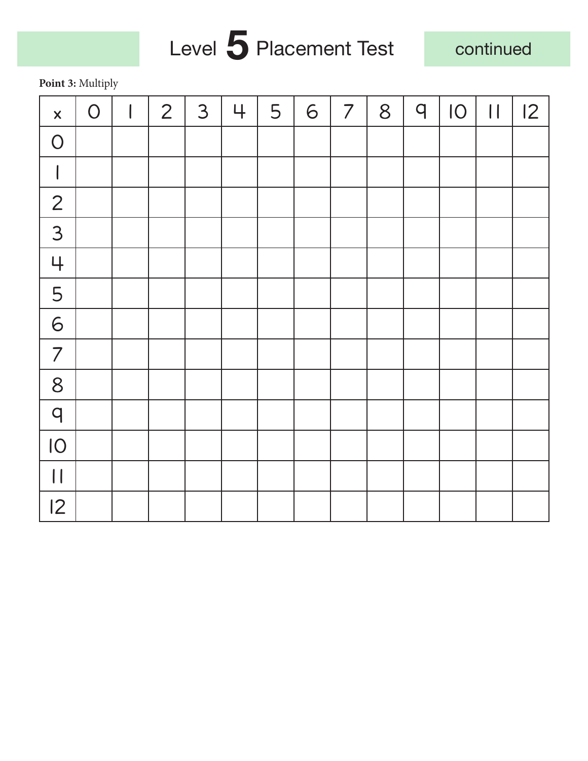# Level 5 Placement Test

continued

**Point 3:** Multiply

| x | 0 | 1 | 2 | 3 | 4 | 5 | 6 | 7 | 8 | 9 | 10 | 11 | 12 |
|---|---|---|---|---|---|---|---|---|---|---|---|---|---|
| 0 | | | | | | | | | | | | | |
| 1 | | | | | | | | | | | | | |
| 2 | | | | | | | | | | | | | |
| 3 | | | | | | | | | | | | | |
| 4 | | | | | | | | | | | | | |
| 5 | | | | | | | | | | | | | |
| 6 | | | | | | | | | | | | | |
| 7 | | | | | | | | | | | | | |
| 8 | | | | | | | | | | | | | |
| 9 | | | | | | | | | | | | | |
| 10 | | | | | | | | | | | | | |
| 11 | | | | | | | | | | | | | |
| 12 | | | | | | | | | | | | | |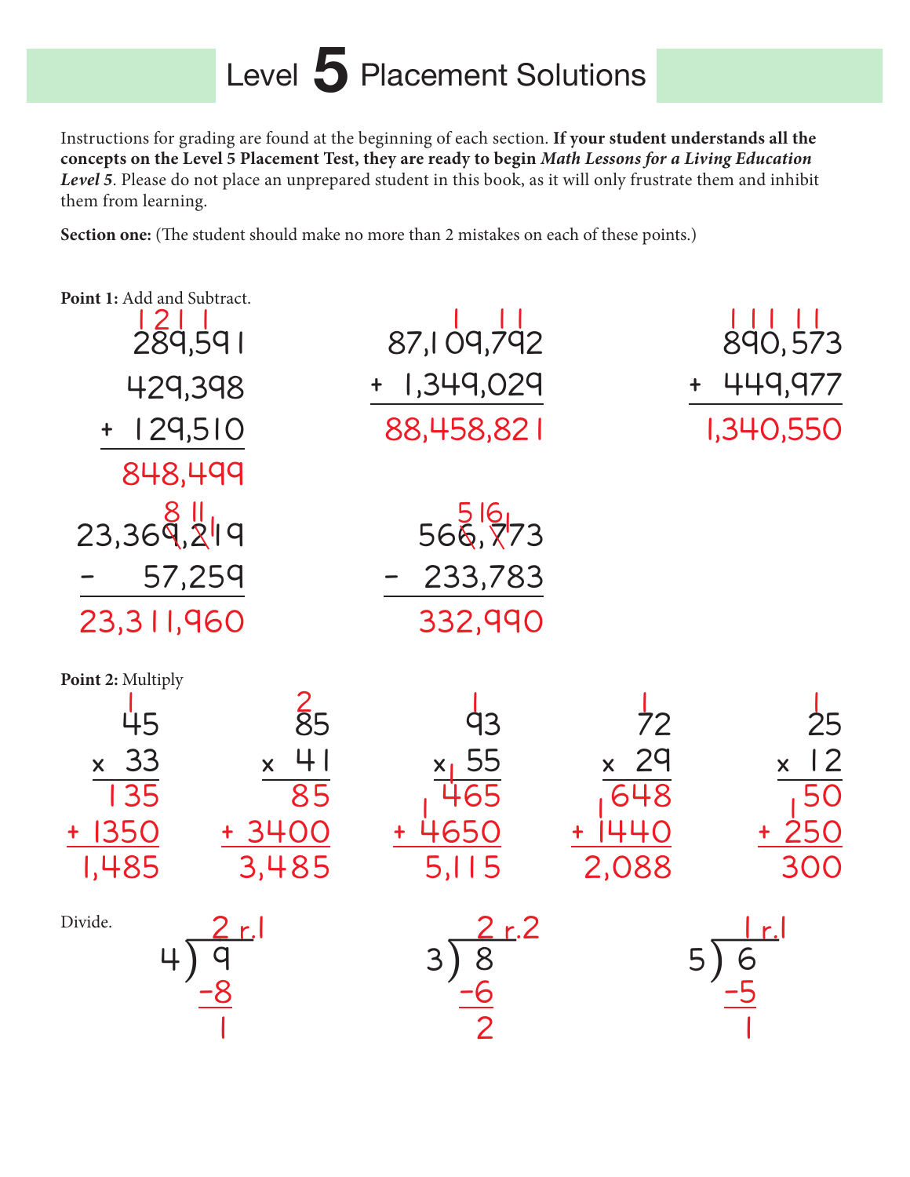# Level 5 Placement Solutions

Instructions for grading are found at the beginning of each section. **If your student understands all the concepts on the Level 5 Placement Test, they are ready to begin *Math Lessons for a Living Education Level 5*.** Please do not place an unprepared student in this book, as it will only frustrate them and inhibit them from learning.

**Section one:** (The student should make no more than 2 mistakes on each of these points.)

**Point 1:** Add and Subtract.

$$\begin{array}{r} 289{,}591 \\ 429{,}398 \\ +\ 129{,}510 \\ \hline 848{,}499 \end{array} \qquad \begin{array}{r} 87{,}109{,}792 \\ +\ 1{,}349{,}029 \\ \hline 88{,}458{,}821 \end{array} \qquad \begin{array}{r} 890{,}573 \\ +\ 449{,}977 \\ \hline 1{,}340{,}550 \end{array}$$

$$\begin{array}{r} 23{,}369{,}219 \\ -\ 57{,}259 \\ \hline 23{,}311{,}960 \end{array} \qquad \begin{array}{r} 566{,}773 \\ -\ 233{,}783 \\ \hline 332{,}990 \end{array}$$

**Point 2:** Multiply

$$\begin{array}{r} 45 \\ \times\ 33 \\ \hline 135 \\ +\ 1350 \\ \hline 1{,}485 \end{array} \qquad \begin{array}{r} 85 \\ \times\ 41 \\ \hline 85 \\ +\ 3400 \\ \hline 3{,}485 \end{array} \qquad \begin{array}{r} 93 \\ \times\ 55 \\ \hline 465 \\ +\ 4650 \\ \hline 5{,}115 \end{array} \qquad \begin{array}{r} 72 \\ \times\ 29 \\ \hline 648 \\ +\ 1440 \\ \hline 2{,}088 \end{array} \qquad \begin{array}{r} 25 \\ \times\ 12 \\ \hline 50 \\ +\ 250 \\ \hline 300 \end{array}$$

Divide.

$$4\overline{)9} = 2 \text{ r.}1 \quad (9 - 8 = 1) \qquad 3\overline{)8} = 2 \text{ r.}2 \quad (8 - 6 = 2) \qquad 5\overline{)6} = 1 \text{ r.}1 \quad (6 - 5 = 1)$$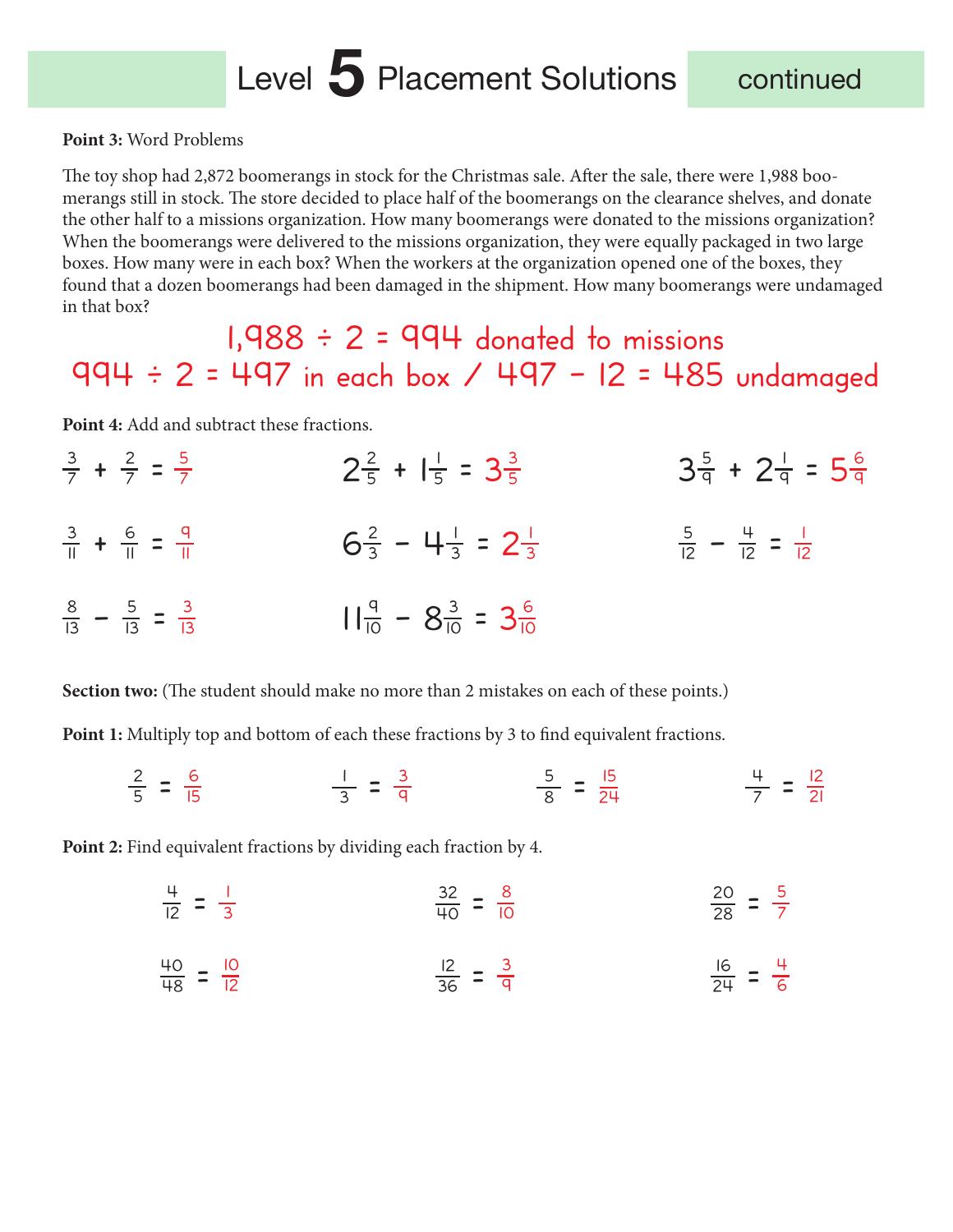# Level 5 Placement Solutions continued

**Point 3:** Word Problems

The toy shop had 2,872 boomerangs in stock for the Christmas sale. After the sale, there were 1,988 boomerangs still in stock. The store decided to place half of the boomerangs on the clearance shelves, and donate the other half to a missions organization. How many boomerangs were donated to the missions organization? When the boomerangs were delivered to the missions organization, they were equally packaged in two large boxes. How many were in each box? When the workers at the organization opened one of the boxes, they found that a dozen boomerangs had been damaged in the shipment. How many boomerangs were undamaged in that box?

1,988 ÷ 2 = 994 donated to missions

994 ÷ 2 = 497 in each box / 497 − 12 = 485 undamaged

**Point 4:** Add and subtract these fractions.

$\frac{3}{7} + \frac{2}{7} = \frac{5}{7}$ $\quad 2\frac{2}{5} + 1\frac{1}{5} = 3\frac{3}{5}$ $\quad 3\frac{5}{9} + 2\frac{1}{9} = 5\frac{6}{9}$

$\frac{3}{11} + \frac{6}{11} = \frac{9}{11}$ $\quad 6\frac{2}{3} - 4\frac{1}{3} = 2\frac{1}{3}$ $\quad \frac{5}{12} - \frac{4}{12} = \frac{1}{12}$

$\frac{8}{13} - \frac{5}{13} = \frac{3}{13}$ $\quad 11\frac{9}{10} - 8\frac{3}{10} = 3\frac{6}{10}$

**Section two:** (The student should make no more than 2 mistakes on each of these points.)

**Point 1:** Multiply top and bottom of each these fractions by 3 to find equivalent fractions.

$\frac{2}{5} = \frac{6}{15}$ $\quad \frac{1}{3} = \frac{3}{9}$ $\quad \frac{5}{8} = \frac{15}{24}$ $\quad \frac{4}{7} = \frac{12}{21}$

**Point 2:** Find equivalent fractions by dividing each fraction by 4.

$\frac{4}{12} = \frac{1}{3}$ $\quad \frac{32}{40} = \frac{8}{10}$ $\quad \frac{20}{28} = \frac{5}{7}$

$\frac{40}{48} = \frac{10}{12}$ $\quad \frac{12}{36} = \frac{3}{9}$ $\quad \frac{16}{24} = \frac{4}{6}$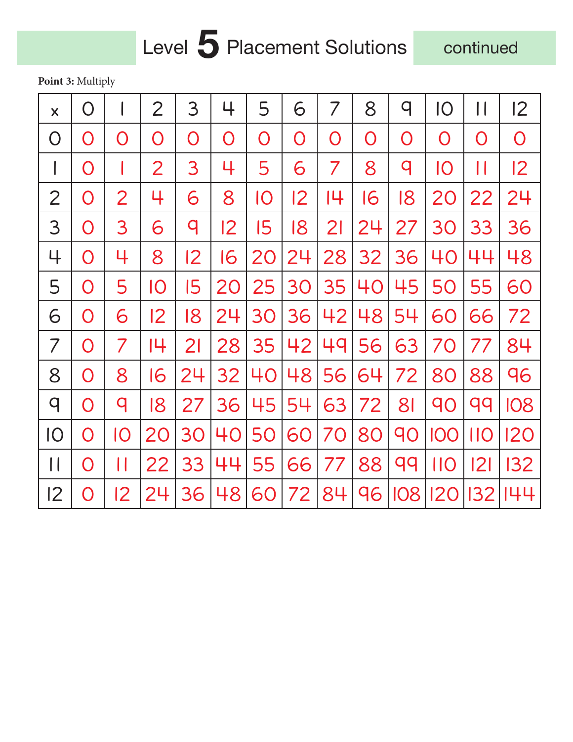# Level 5 Placement Solutions continued

**Point 3:** Multiply

| x | 0 | 1 | 2 | 3 | 4 | 5 | 6 | 7 | 8 | 9 | 10 | 11 | 12 |
|---|---|---|---|---|---|---|---|---|---|---|---|---|---|
| 0 | 0 | 0 | 0 | 0 | 0 | 0 | 0 | 0 | 0 | 0 | 0 | 0 | 0 |
| 1 | 0 | 1 | 2 | 3 | 4 | 5 | 6 | 7 | 8 | 9 | 10 | 11 | 12 |
| 2 | 0 | 2 | 4 | 6 | 8 | 10 | 12 | 14 | 16 | 18 | 20 | 22 | 24 |
| 3 | 0 | 3 | 6 | 9 | 12 | 15 | 18 | 21 | 24 | 27 | 30 | 33 | 36 |
| 4 | 0 | 4 | 8 | 12 | 16 | 20 | 24 | 28 | 32 | 36 | 40 | 44 | 48 |
| 5 | 0 | 5 | 10 | 15 | 20 | 25 | 30 | 35 | 40 | 45 | 50 | 55 | 60 |
| 6 | 0 | 6 | 12 | 18 | 24 | 30 | 36 | 42 | 48 | 54 | 60 | 66 | 72 |
| 7 | 0 | 7 | 14 | 21 | 28 | 35 | 42 | 49 | 56 | 63 | 70 | 77 | 84 |
| 8 | 0 | 8 | 16 | 24 | 32 | 40 | 48 | 56 | 64 | 72 | 80 | 88 | 96 |
| 9 | 0 | 9 | 18 | 27 | 36 | 45 | 54 | 63 | 72 | 81 | 90 | 99 | 108 |
| 10 | 0 | 10 | 20 | 30 | 40 | 50 | 60 | 70 | 80 | 90 | 100 | 110 | 120 |
| 11 | 0 | 11 | 22 | 33 | 44 | 55 | 66 | 77 | 88 | 99 | 110 | 121 | 132 |
| 12 | 0 | 12 | 24 | 36 | 48 | 60 | 72 | 84 | 96 | 108 | 120 | 132 | 144 |